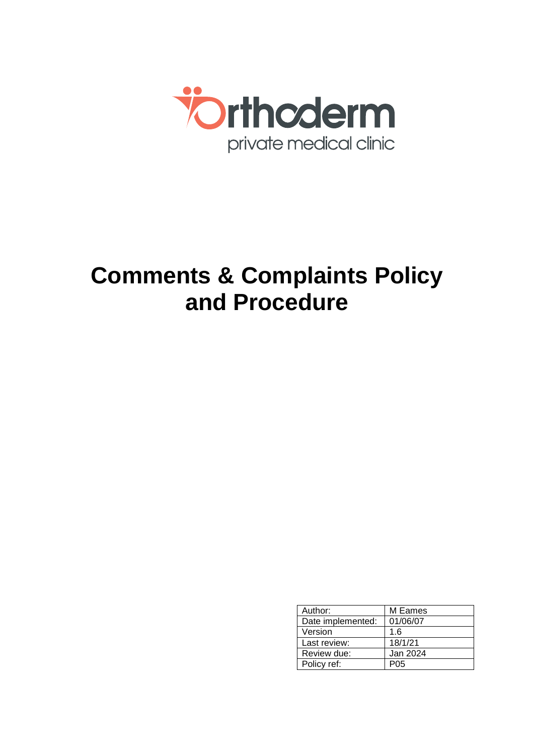Orthoderm

private medical clinic

# Comments & Complaints Policy and Procedure

| Author: | M Eames |
| --- | --- |
| Date implemented: | 01/06/07 |
| Version | 1.6 |
| Last review: | 18/1/21 |
| Review due: | Jan 2024 |
| Policy ref: | P05 |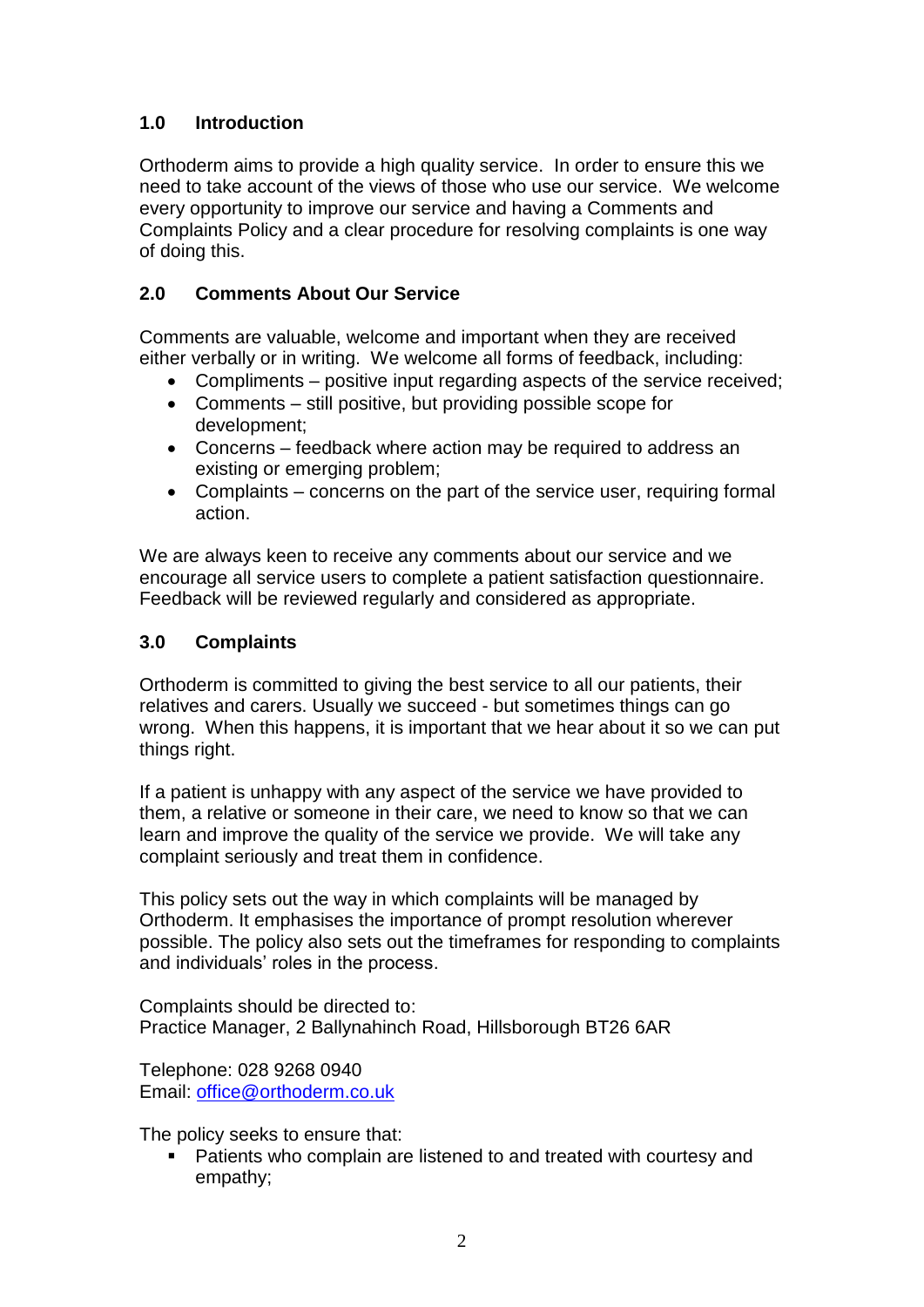## 1.0 Introduction

Orthoderm aims to provide a high quality service. In order to ensure this we need to take account of the views of those who use our service. We welcome every opportunity to improve our service and having a Comments and Complaints Policy and a clear procedure for resolving complaints is one way of doing this.

## 2.0 Comments About Our Service

Comments are valuable, welcome and important when they are received either verbally or in writing. We welcome all forms of feedback, including:

- Compliments – positive input regarding aspects of the service received;
- Comments – still positive, but providing possible scope for development;
- Concerns – feedback where action may be required to address an existing or emerging problem;
- Complaints – concerns on the part of the service user, requiring formal action.

We are always keen to receive any comments about our service and we encourage all service users to complete a patient satisfaction questionnaire. Feedback will be reviewed regularly and considered as appropriate.

## 3.0 Complaints

Orthoderm is committed to giving the best service to all our patients, their relatives and carers. Usually we succeed - but sometimes things can go wrong. When this happens, it is important that we hear about it so we can put things right.

If a patient is unhappy with any aspect of the service we have provided to them, a relative or someone in their care, we need to know so that we can learn and improve the quality of the service we provide. We will take any complaint seriously and treat them in confidence.

This policy sets out the way in which complaints will be managed by Orthoderm. It emphasises the importance of prompt resolution wherever possible. The policy also sets out the timeframes for responding to complaints and individuals' roles in the process.

Complaints should be directed to:
Practice Manager, 2 Ballynahinch Road, Hillsborough BT26 6AR

Telephone: 028 9268 0940
Email: office@orthoderm.co.uk

The policy seeks to ensure that:

- Patients who complain are listened to and treated with courtesy and empathy;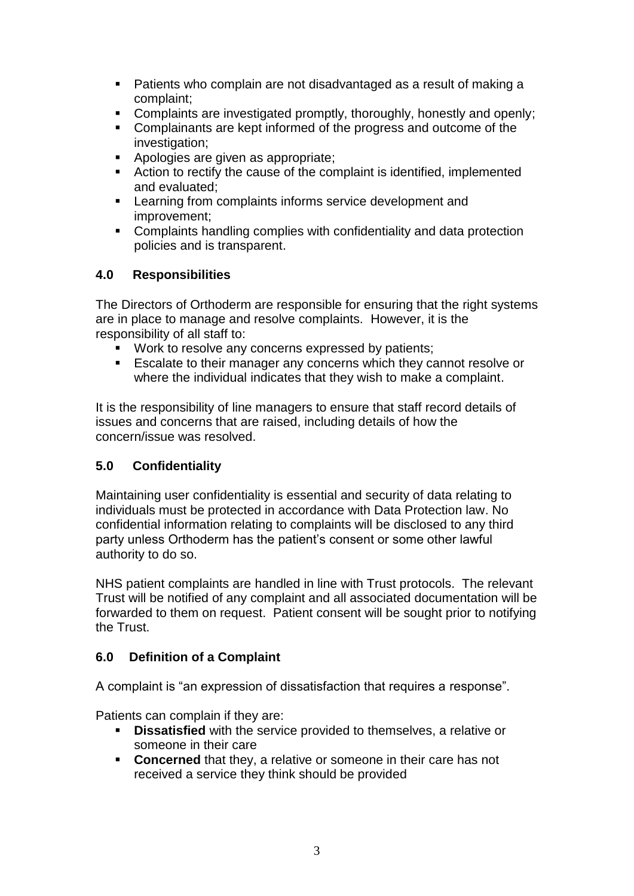- Patients who complain are not disadvantaged as a result of making a complaint;
- Complaints are investigated promptly, thoroughly, honestly and openly;
- Complainants are kept informed of the progress and outcome of the investigation;
- Apologies are given as appropriate;
- Action to rectify the cause of the complaint is identified, implemented and evaluated;
- Learning from complaints informs service development and improvement;
- Complaints handling complies with confidentiality and data protection policies and is transparent.

## 4.0 Responsibilities

The Directors of Orthoderm are responsible for ensuring that the right systems are in place to manage and resolve complaints. However, it is the responsibility of all staff to:

- Work to resolve any concerns expressed by patients;
- Escalate to their manager any concerns which they cannot resolve or where the individual indicates that they wish to make a complaint.

It is the responsibility of line managers to ensure that staff record details of issues and concerns that are raised, including details of how the concern/issue was resolved.

## 5.0 Confidentiality

Maintaining user confidentiality is essential and security of data relating to individuals must be protected in accordance with Data Protection law. No confidential information relating to complaints will be disclosed to any third party unless Orthoderm has the patient's consent or some other lawful authority to do so.

NHS patient complaints are handled in line with Trust protocols. The relevant Trust will be notified of any complaint and all associated documentation will be forwarded to them on request. Patient consent will be sought prior to notifying the Trust.

## 6.0 Definition of a Complaint

A complaint is "an expression of dissatisfaction that requires a response".

Patients can complain if they are:

- **Dissatisfied** with the service provided to themselves, a relative or someone in their care
- **Concerned** that they, a relative or someone in their care has not received a service they think should be provided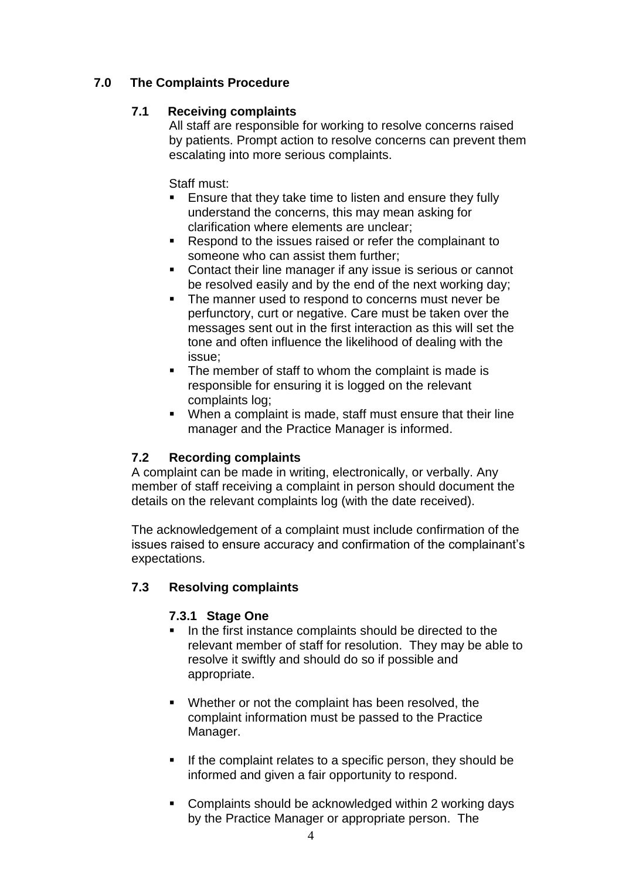## 7.0 The Complaints Procedure

### 7.1 Receiving complaints

All staff are responsible for working to resolve concerns raised by patients. Prompt action to resolve concerns can prevent them escalating into more serious complaints.

Staff must:

- Ensure that they take time to listen and ensure they fully understand the concerns, this may mean asking for clarification where elements are unclear;
- Respond to the issues raised or refer the complainant to someone who can assist them further;
- Contact their line manager if any issue is serious or cannot be resolved easily and by the end of the next working day;
- The manner used to respond to concerns must never be perfunctory, curt or negative. Care must be taken over the messages sent out in the first interaction as this will set the tone and often influence the likelihood of dealing with the issue;
- The member of staff to whom the complaint is made is responsible for ensuring it is logged on the relevant complaints log;
- When a complaint is made, staff must ensure that their line manager and the Practice Manager is informed.

### 7.2 Recording complaints

A complaint can be made in writing, electronically, or verbally. Any member of staff receiving a complaint in person should document the details on the relevant complaints log (with the date received).

The acknowledgement of a complaint must include confirmation of the issues raised to ensure accuracy and confirmation of the complainant's expectations.

### 7.3 Resolving complaints

#### 7.3.1 Stage One

- In the first instance complaints should be directed to the relevant member of staff for resolution. They may be able to resolve it swiftly and should do so if possible and appropriate.
- Whether or not the complaint has been resolved, the complaint information must be passed to the Practice Manager.
- If the complaint relates to a specific person, they should be informed and given a fair opportunity to respond.
- Complaints should be acknowledged within 2 working days by the Practice Manager or appropriate person. The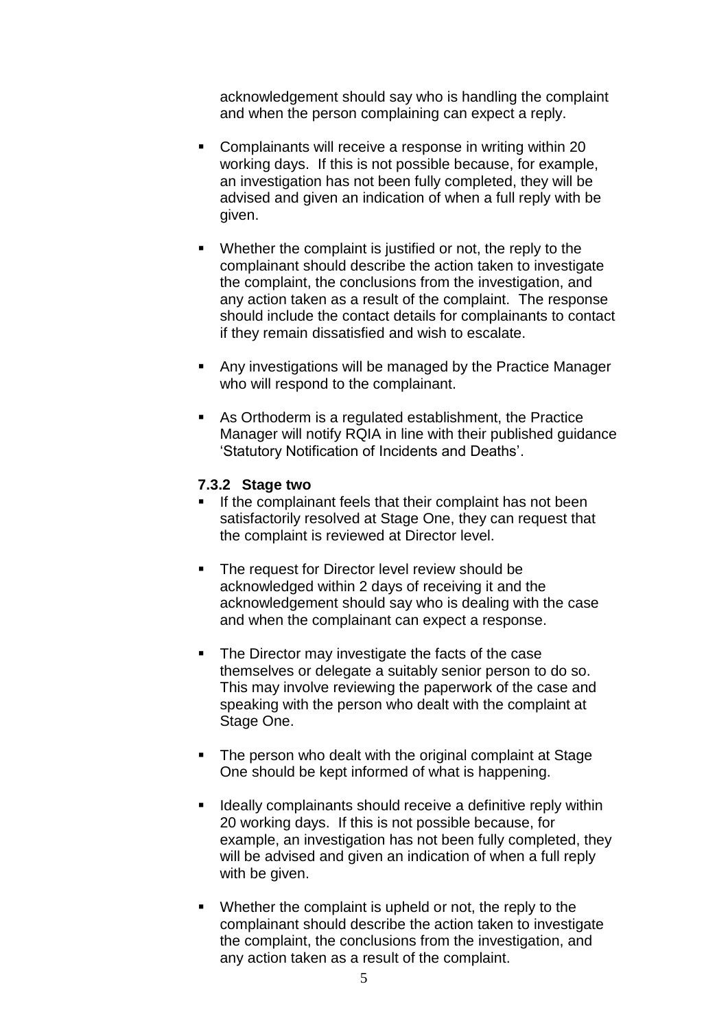acknowledgement should say who is handling the complaint and when the person complaining can expect a reply.

- Complainants will receive a response in writing within 20 working days. If this is not possible because, for example, an investigation has not been fully completed, they will be advised and given an indication of when a full reply with be given.

- Whether the complaint is justified or not, the reply to the complainant should describe the action taken to investigate the complaint, the conclusions from the investigation, and any action taken as a result of the complaint. The response should include the contact details for complainants to contact if they remain dissatisfied and wish to escalate.

- Any investigations will be managed by the Practice Manager who will respond to the complainant.

- As Orthoderm is a regulated establishment, the Practice Manager will notify RQIA in line with their published guidance 'Statutory Notification of Incidents and Deaths'.

### 7.3.2 Stage two

- If the complainant feels that their complaint has not been satisfactorily resolved at Stage One, they can request that the complaint is reviewed at Director level.

- The request for Director level review should be acknowledged within 2 days of receiving it and the acknowledgement should say who is dealing with the case and when the complainant can expect a response.

- The Director may investigate the facts of the case themselves or delegate a suitably senior person to do so. This may involve reviewing the paperwork of the case and speaking with the person who dealt with the complaint at Stage One.

- The person who dealt with the original complaint at Stage One should be kept informed of what is happening.

- Ideally complainants should receive a definitive reply within 20 working days. If this is not possible because, for example, an investigation has not been fully completed, they will be advised and given an indication of when a full reply with be given.

- Whether the complaint is upheld or not, the reply to the complainant should describe the action taken to investigate the complaint, the conclusions from the investigation, and any action taken as a result of the complaint.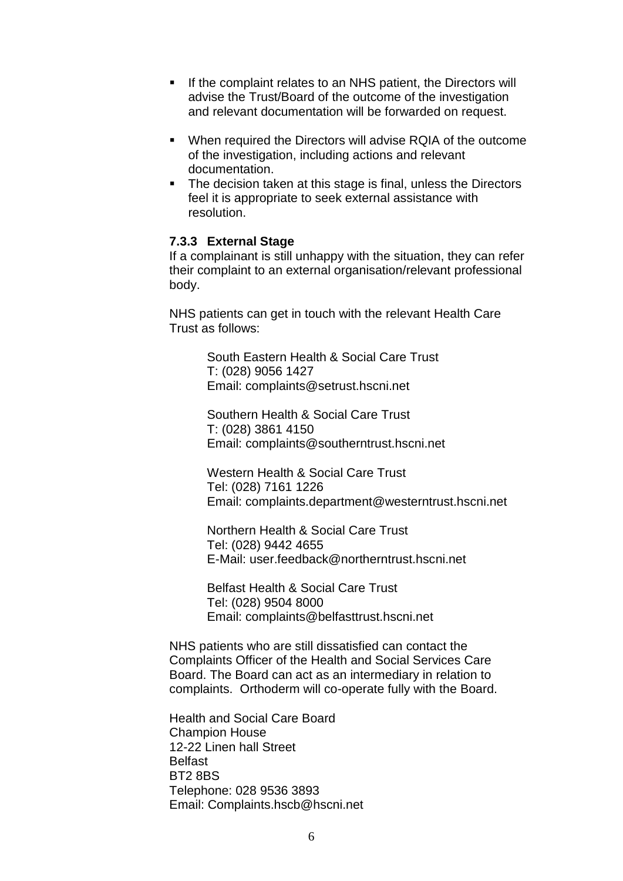- If the complaint relates to an NHS patient, the Directors will advise the Trust/Board of the outcome of the investigation and relevant documentation will be forwarded on request.

- When required the Directors will advise RQIA of the outcome of the investigation, including actions and relevant documentation.
- The decision taken at this stage is final, unless the Directors feel it is appropriate to seek external assistance with resolution.

#### 7.3.3 External Stage

If a complainant is still unhappy with the situation, they can refer their complaint to an external organisation/relevant professional body.

NHS patients can get in touch with the relevant Health Care Trust as follows:

South Eastern Health & Social Care Trust
T: (028) 9056 1427
Email: complaints@setrust.hscni.net

Southern Health & Social Care Trust
T: (028) 3861 4150
Email: complaints@southerntrust.hscni.net

Western Health & Social Care Trust
Tel: (028) 7161 1226
Email: complaints.department@westerntrust.hscni.net

Northern Health & Social Care Trust
Tel: (028) 9442 4655
E-Mail: user.feedback@northerntrust.hscni.net

Belfast Health & Social Care Trust
Tel: (028) 9504 8000
Email: complaints@belfasttrust.hscni.net

NHS patients who are still dissatisfied can contact the Complaints Officer of the Health and Social Services Care Board. The Board can act as an intermediary in relation to complaints. Orthoderm will co-operate fully with the Board.

Health and Social Care Board
Champion House
12-22 Linen hall Street
Belfast
BT2 8BS
Telephone: 028 9536 3893
Email: Complaints.hscb@hscni.net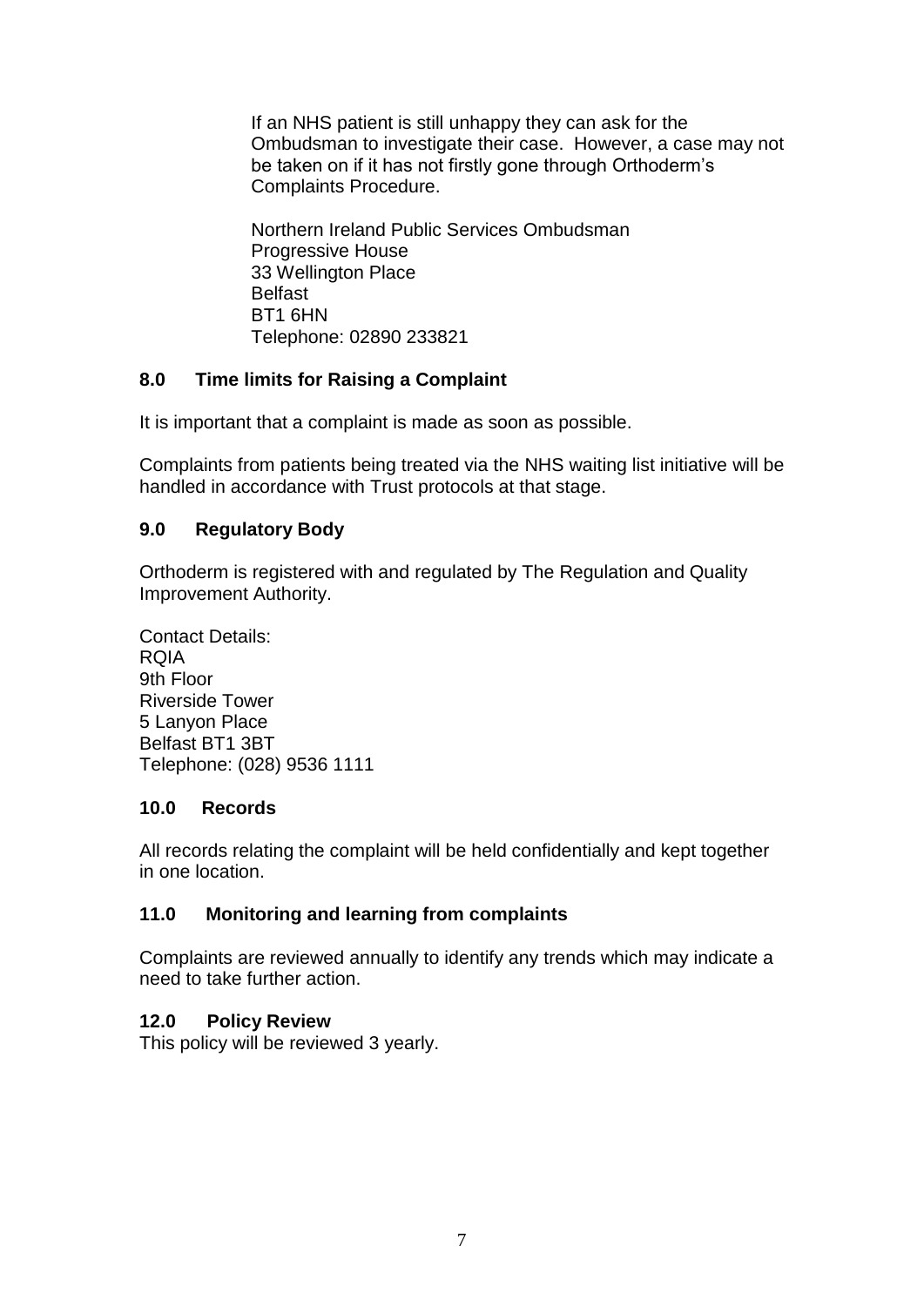If an NHS patient is still unhappy they can ask for the Ombudsman to investigate their case. However, a case may not be taken on if it has not firstly gone through Orthoderm's Complaints Procedure.

Northern Ireland Public Services Ombudsman
Progressive House
33 Wellington Place
Belfast
BT1 6HN
Telephone: 02890 233821

## 8.0 Time limits for Raising a Complaint

It is important that a complaint is made as soon as possible.

Complaints from patients being treated via the NHS waiting list initiative will be handled in accordance with Trust protocols at that stage.

## 9.0 Regulatory Body

Orthoderm is registered with and regulated by The Regulation and Quality Improvement Authority.

Contact Details:
RQIA
9th Floor
Riverside Tower
5 Lanyon Place
Belfast BT1 3BT
Telephone: (028) 9536 1111

## 10.0 Records

All records relating the complaint will be held confidentially and kept together in one location.

## 11.0 Monitoring and learning from complaints

Complaints are reviewed annually to identify any trends which may indicate a need to take further action.

## 12.0 Policy Review

This policy will be reviewed 3 yearly.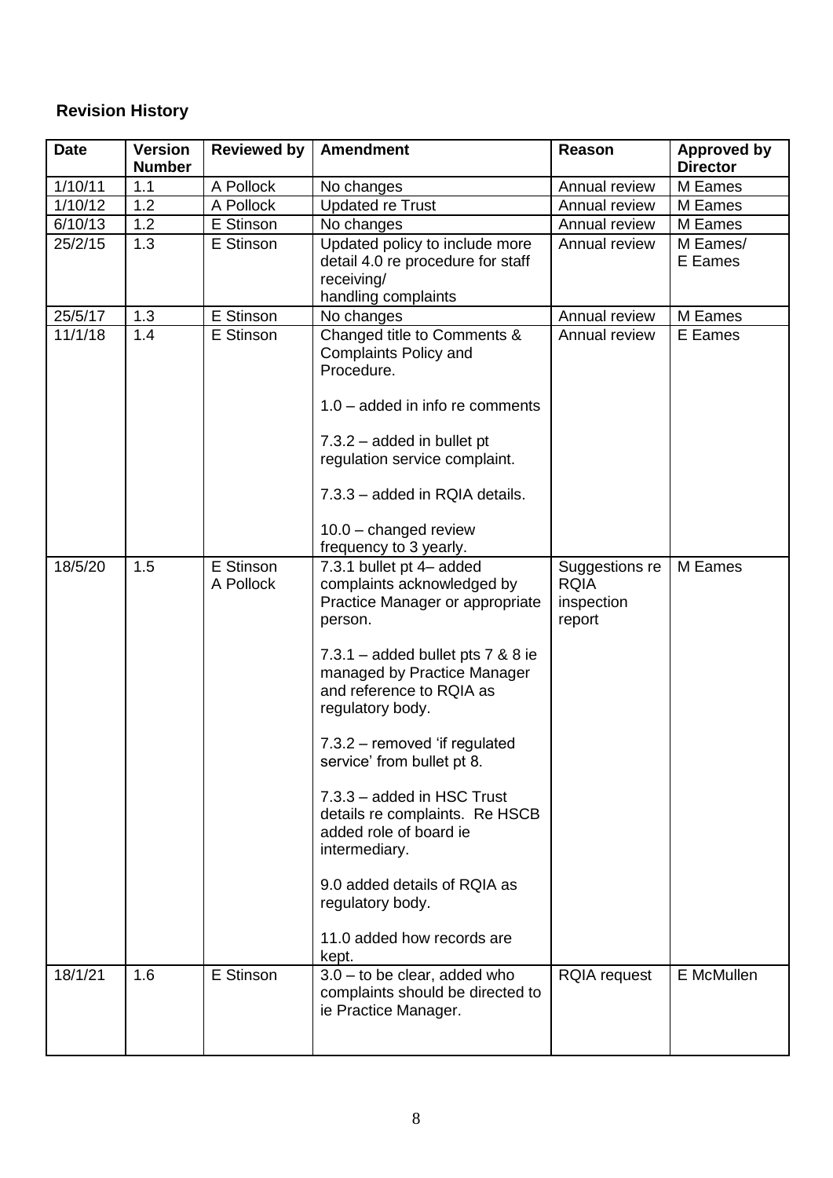## Revision History

| Date | Version Number | Reviewed by | Amendment | Reason | Approved by Director |
|---|---|---|---|---|---|
| 1/10/11 | 1.1 | A Pollock | No changes | Annual review | M Eames |
| 1/10/12 | 1.2 | A Pollock | Updated re Trust | Annual review | M Eames |
| 6/10/13 | 1.2 | E Stinson | No changes | Annual review | M Eames |
| 25/2/15 | 1.3 | E Stinson | Updated policy to include more detail 4.0 re procedure for staff receiving/ handling complaints | Annual review | M Eames/ E Eames |
| 25/5/17 | 1.3 | E Stinson | No changes | Annual review | M Eames |
| 11/1/18 | 1.4 | E Stinson | Changed title to Comments & Complaints Policy and Procedure.<br><br>1.0 – added in info re comments<br><br>7.3.2 – added in bullet pt regulation service complaint.<br><br>7.3.3 – added in RQIA details.<br><br>10.0 – changed review frequency to 3 yearly. | Annual review | E Eames |
| 18/5/20 | 1.5 | E Stinson A Pollock | 7.3.1 bullet pt 4– added complaints acknowledged by Practice Manager or appropriate person.<br><br>7.3.1 – added bullet pts 7 & 8 ie managed by Practice Manager and reference to RQIA as regulatory body.<br><br>7.3.2 – removed 'if regulated service' from bullet pt 8.<br><br>7.3.3 – added in HSC Trust details re complaints. Re HSCB added role of board ie intermediary.<br><br>9.0 added details of RQIA as regulatory body.<br><br>11.0 added how records are kept. | Suggestions re RQIA inspection report | M Eames |
| 18/1/21 | 1.6 | E Stinson | 3.0 – to be clear, added who complaints should be directed to ie Practice Manager. | RQIA request | E McMullen |